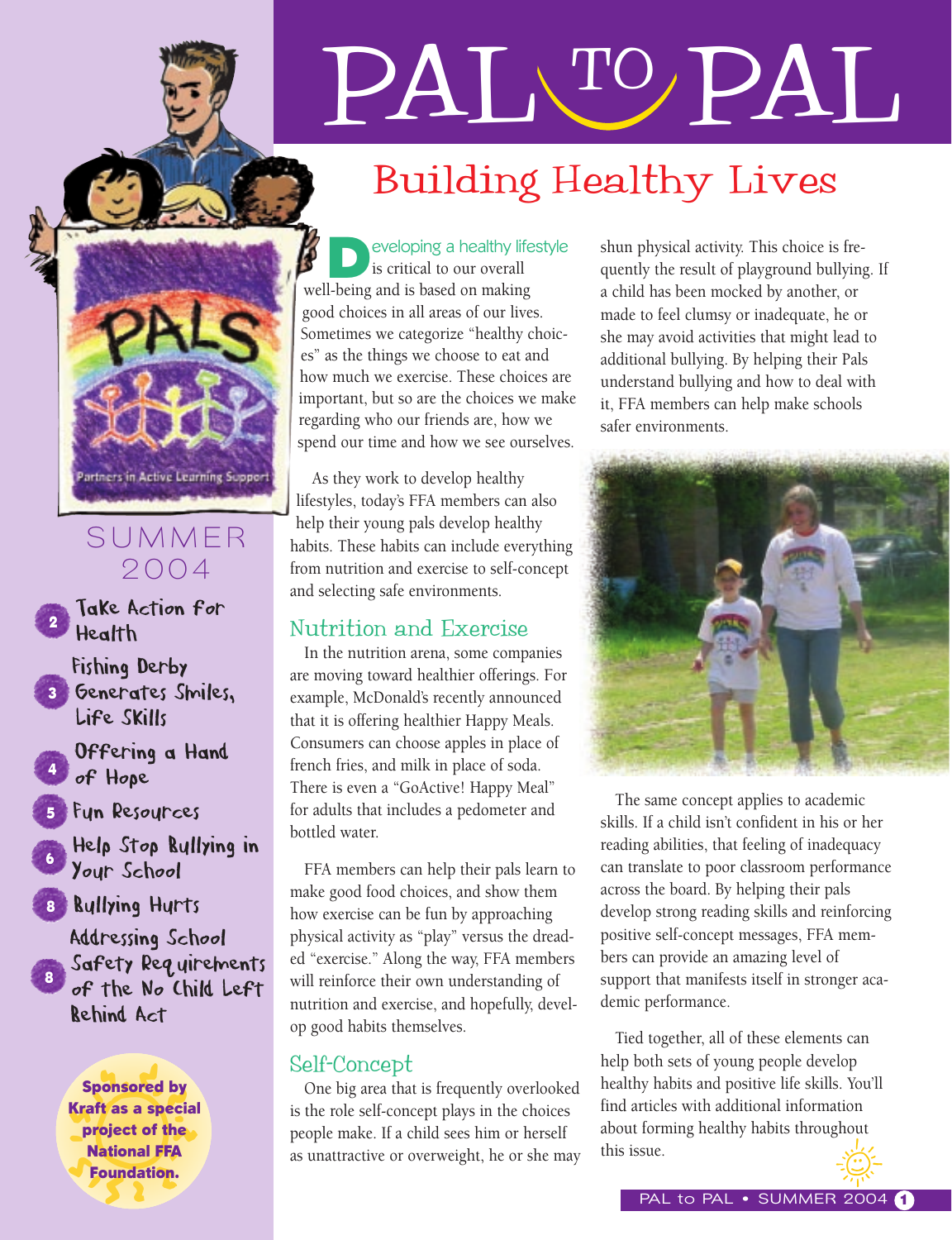# PAL TO PAL

## Building Healthy Lives

SUMMER 2004

- 2 Take Action for Health
- 3 Fishing Derby Generates Smiles, Life Skills
- 4 Offering a Hand of Hope
- 5 Fun Resources
- 6 Help Stop Bullying in Your School
- 8 Bullying Hurts
- 8 Addressing School Safety Requirements of the No Child Left Behind Act

**Sponsored by Kraft as a special project of the National FFA Foundation.**

Developing a healthy lifestyle is critical to our overall well-being and is based on making good choices in all areas of our lives. Sometimes we categorize "healthy choices" as the things we choose to eat and how much we exercise. These choices are important, but so are the choices we make regarding who our friends are, how we spend our time and how we see ourselves.

As they work to develop healthy lifestyles, today's FFA members can also help their young pals develop healthy habits. These habits can include everything from nutrition and exercise to self-concept and selecting safe environments.

### Nutrition and Exercise

In the nutrition arena, some companies are moving toward healthier offerings. For example, McDonald's recently announced that it is offering healthier Happy Meals. Consumers can choose apples in place of french fries, and milk in place of soda. There is even a "GoActive! Happy Meal" for adults that includes a pedometer and bottled water.

FFA members can help their pals learn to make good food choices, and show them how exercise can be fun by approaching physical activity as "play" versus the dreaded "exercise." Along the way, FFA members will reinforce their own understanding of nutrition and exercise, and hopefully, develop good habits themselves.

### Self-Concept

One big area that is frequently overlooked is the role self-concept plays in the choices people make. If a child sees him or herself as unattractive or overweight, he or she may shun physical activity. This choice is frequently the result of playground bullying. If a child has been mocked by another, or made to feel clumsy or inadequate, he or she may avoid activities that might lead to additional bullying. By helping their Pals understand bullying and how to deal with it, FFA members can help make schools safer environments.

The same concept applies to academic skills. If a child isn't confident in his or her reading abilities, that feeling of inadequacy can translate to poor classroom performance across the board. By helping their pals develop strong reading skills and reinforcing positive self-concept messages, FFA members can provide an amazing level of support that manifests itself in stronger academic performance.

Tied together, all of these elements can help both sets of young people develop healthy habits and positive life skills. You'll find articles with additional information about forming healthy habits throughout this issue.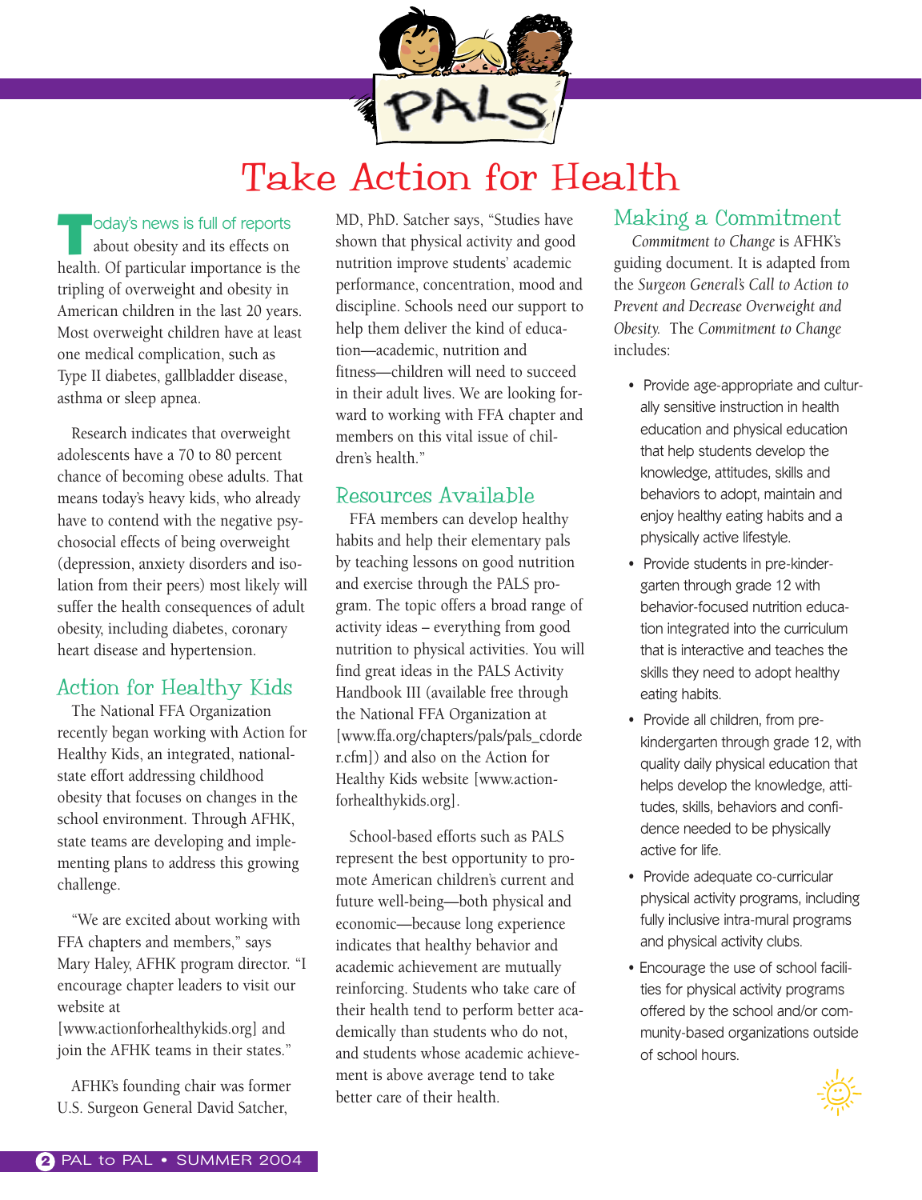# Take Action for Health

Today's news is full of reports about obesity and its effects on health. Of particular importance is the tripling of overweight and obesity in American children in the last 20 years. Most overweight children have at least one medical complication, such as Type II diabetes, gallbladder disease, asthma or sleep apnea.

Research indicates that overweight adolescents have a 70 to 80 percent chance of becoming obese adults. That means today's heavy kids, who already have to contend with the negative psychosocial effects of being overweight (depression, anxiety disorders and isolation from their peers) most likely will suffer the health consequences of adult obesity, including diabetes, coronary heart disease and hypertension.

## Action for Healthy Kids

The National FFA Organization recently began working with Action for Healthy Kids, an integrated, national-state effort addressing childhood obesity that focuses on changes in the school environment. Through AFHK, state teams are developing and implementing plans to address this growing challenge.

"We are excited about working with FFA chapters and members," says Mary Haley, AFHK program director. "I encourage chapter leaders to visit our website at [www.actionforhealthykids.org] and join the AFHK teams in their states."

AFHK's founding chair was former U.S. Surgeon General David Satcher, MD, PhD. Satcher says, "Studies have shown that physical activity and good nutrition improve students' academic performance, concentration, mood and discipline. Schools need our support to help them deliver the kind of education—academic, nutrition and fitness—children will need to succeed in their adult lives. We are looking forward to working with FFA chapter and members on this vital issue of children's health."

## Resources Available

FFA members can develop healthy habits and help their elementary pals by teaching lessons on good nutrition and exercise through the PALS program. The topic offers a broad range of activity ideas – everything from good nutrition to physical activities. You will find great ideas in the PALS Activity Handbook III (available free through the National FFA Organization at [www.ffa.org/chapters/pals/pals_corder.cfm]) and also on the Action for Healthy Kids website [www.actionforhealthykids.org].

School-based efforts such as PALS represent the best opportunity to promote American children's current and future well-being—both physical and economic—because long experience indicates that healthy behavior and academic achievement are mutually reinforcing. Students who take care of their health tend to perform better academically than students who do not, and students whose academic achievement is above average tend to take better care of their health.

## Making a Commitment

*Commitment to Change* is AFHK's guiding document. It is adapted from the *Surgeon General's Call to Action to Prevent and Decrease Overweight and Obesity.* The *Commitment to Change* includes:

- Provide age-appropriate and culturally sensitive instruction in health education and physical education that help students develop the knowledge, attitudes, skills and behaviors to adopt, maintain and enjoy healthy eating habits and a physically active lifestyle.
- Provide students in pre-kindergarten through grade 12 with behavior-focused nutrition education integrated into the curriculum that is interactive and teaches the skills they need to adopt healthy eating habits.
- Provide all children, from pre-kindergarten through grade 12, with quality daily physical education that helps develop the knowledge, attitudes, skills, behaviors and confidence needed to be physically active for life.
- Provide adequate co-curricular physical activity programs, including fully inclusive intra-mural programs and physical activity clubs.
- Encourage the use of school facilities for physical activity programs offered by the school and/or community-based organizations outside of school hours.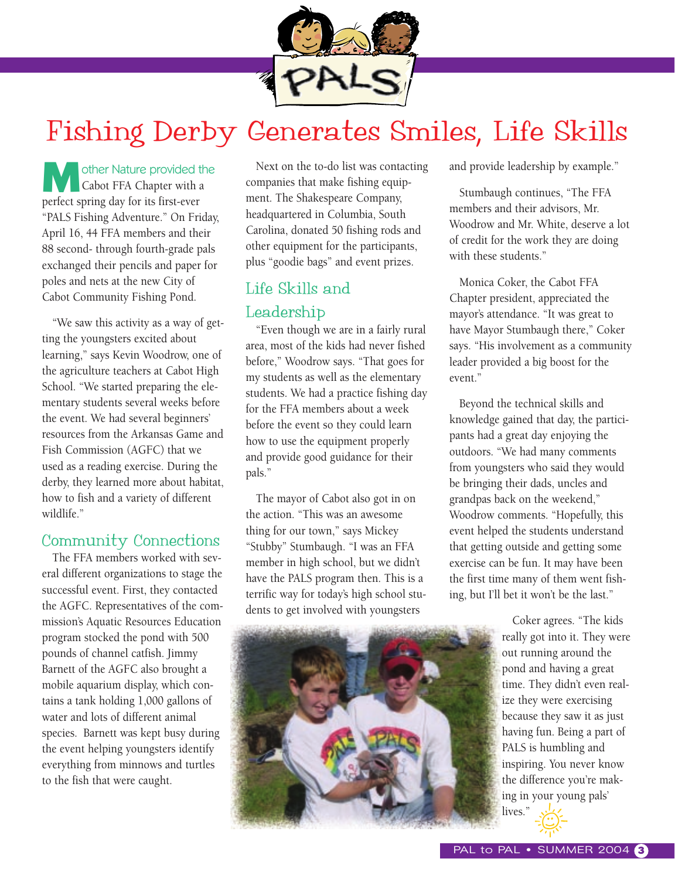# Fishing Derby Generates Smiles, Life Skills

Mother Nature provided the Cabot FFA Chapter with a perfect spring day for its first-ever "PALS Fishing Adventure." On Friday, April 16, 44 FFA members and their 88 second- through fourth-grade pals exchanged their pencils and paper for poles and nets at the new City of Cabot Community Fishing Pond.

"We saw this activity as a way of getting the youngsters excited about learning," says Kevin Woodrow, one of the agriculture teachers at Cabot High School. "We started preparing the elementary students several weeks before the event. We had several beginners' resources from the Arkansas Game and Fish Commission (AGFC) that we used as a reading exercise. During the derby, they learned more about habitat, how to fish and a variety of different wildlife."

## Community Connections

The FFA members worked with several different organizations to stage the successful event. First, they contacted the AGFC. Representatives of the commission's Aquatic Resources Education program stocked the pond with 500 pounds of channel catfish. Jimmy Barnett of the AGFC also brought a mobile aquarium display, which contains a tank holding 1,000 gallons of water and lots of different animal species. Barnett was kept busy during the event helping youngsters identify everything from minnows and turtles to the fish that were caught.

Next on the to-do list was contacting companies that make fishing equipment. The Shakespeare Company, headquartered in Columbia, South Carolina, donated 50 fishing rods and other equipment for the participants, plus "goodie bags" and event prizes.

## Life Skills and Leadership

"Even though we are in a fairly rural area, most of the kids had never fished before," Woodrow says. "That goes for my students as well as the elementary students. We had a practice fishing day for the FFA members about a week before the event so they could learn how to use the equipment properly and provide good guidance for their pals."

The mayor of Cabot also got in on the action. "This was an awesome thing for our town," says Mickey "Stubby" Stumbaugh. "I was an FFA member in high school, but we didn't have the PALS program then. This is a terrific way for today's high school students to get involved with youngsters and provide leadership by example."

Stumbaugh continues, "The FFA members and their advisors, Mr. Woodrow and Mr. White, deserve a lot of credit for the work they are doing with these students."

Monica Coker, the Cabot FFA Chapter president, appreciated the mayor's attendance. "It was great to have Mayor Stumbaugh there," Coker says. "His involvement as a community leader provided a big boost for the event."

Beyond the technical skills and knowledge gained that day, the participants had a great day enjoying the outdoors. "We had many comments from youngsters who said they would be bringing their dads, uncles and grandpas back on the weekend," Woodrow comments. "Hopefully, this event helped the students understand that getting outside and getting some exercise can be fun. It may have been the first time many of them went fishing, but I'll bet it won't be the last."

Coker agrees. "The kids really got into it. They were out running around the pond and having a great time. They didn't even realize they were exercising because they saw it as just having fun. Being a part of PALS is humbling and inspiring. You never know the difference you're making in your young pals' lives."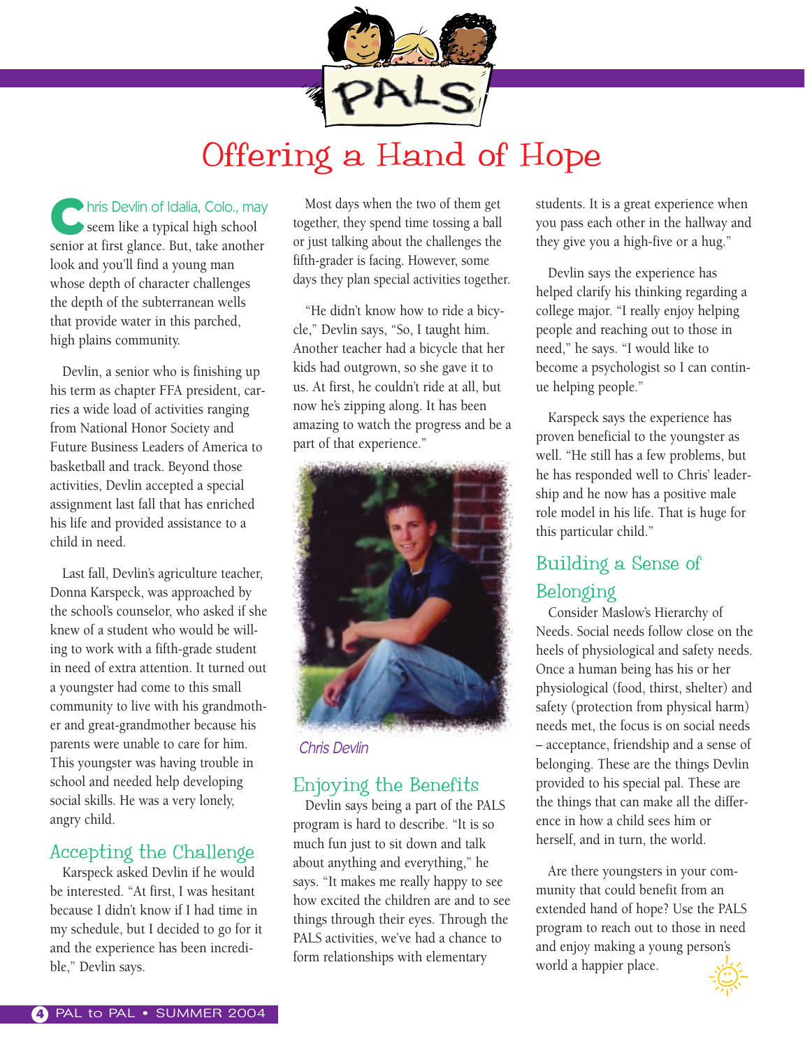# Offering a Hand of Hope

Chris Devlin of Idalia, Colo., may seem like a typical high school senior at first glance. But, take another look and you'll find a young man whose depth of character challenges the depth of the subterranean wells that provide water in this parched, high plains community.

Devlin, a senior who is finishing up his term as chapter FFA president, carries a wide load of activities ranging from National Honor Society and Future Business Leaders of America to basketball and track. Beyond those activities, Devlin accepted a special assignment last fall that has enriched his life and provided assistance to a child in need.

Last fall, Devlin's agriculture teacher, Donna Karspeck, was approached by the school's counselor, who asked if she knew of a student who would be willing to work with a fifth-grade student in need of extra attention. It turned out a youngster had come to this small community to live with his grandmother and great-grandmother because his parents were unable to care for him. This youngster was having trouble in school and needed help developing social skills. He was a very lonely, angry child.

## Accepting the Challenge

Karspeck asked Devlin if he would be interested. "At first, I was hesitant because I didn't know if I had time in my schedule, but I decided to go for it and the experience has been incredible," Devlin says.

Most days when the two of them get together, they spend time tossing a ball or just talking about the challenges the fifth-grader is facing. However, some days they plan special activities together.

"He didn't know how to ride a bicycle," Devlin says, "So, I taught him. Another teacher had a bicycle that her kids had outgrown, so she gave it to us. At first, he couldn't ride at all, but now he's zipping along. It has been amazing to watch the progress and be a part of that experience."

*Chris Devlin*

## Enjoying the Benefits

Devlin says being a part of the PALS program is hard to describe. "It is so much fun just to sit down and talk about anything and everything," he says. "It makes me really happy to see how excited the children are and to see things through their eyes. Through the PALS activities, we've had a chance to form relationships with elementary students. It is a great experience when you pass each other in the hallway and they give you a high-five or a hug."

Devlin says the experience has helped clarify his thinking regarding a college major. "I really enjoy helping people and reaching out to those in need," he says. "I would like to become a psychologist so I can continue helping people."

Karspeck says the experience has proven beneficial to the youngster as well. "He still has a few problems, but he has responded well to Chris' leadership and he now has a positive male role model in his life. That is huge for this particular child."

## Building a Sense of Belonging

Consider Maslow's Hierarchy of Needs. Social needs follow close on the heels of physiological and safety needs. Once a human being has his or her physiological (food, thirst, shelter) and safety (protection from physical harm) needs met, the focus is on social needs – acceptance, friendship and a sense of belonging. These are the things Devlin provided to his special pal. These are the things that can make all the difference in how a child sees him or herself, and in turn, the world.

Are there youngsters in your community that could benefit from an extended hand of hope? Use the PALS program to reach out to those in need and enjoy making a young person's world a happier place.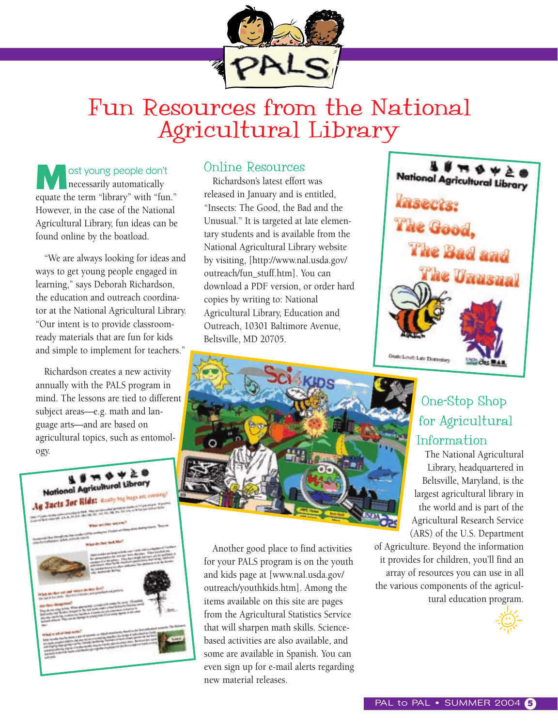# Fun Resources from the National Agricultural Library

Most young people don't necessarily automatically equate the term "library" with "fun." However, in the case of the National Agricultural Library, fun ideas can be found online by the boatload.

"We are always looking for ideas and ways to get young people engaged in learning," says Deborah Richardson, the education and outreach coordinator at the National Agricultural Library. "Our intent is to provide classroom-ready materials that are fun for kids and simple to implement for teachers."

Richardson creates a new activity annually with the PALS program in mind. The lessons are tied to different subject areas—e.g. math and language arts—and are based on agricultural topics, such as entomology.

## Online Resources

Richardson's latest effort was released in January and is entitled, "Insects: The Good, the Bad and the Unusual." It is targeted at late elementary students and is available from the National Agricultural Library website by visiting, [http://www.nal.usda.gov/outreach/fun_stuff.htm]. You can download a PDF version, or order hard copies by writing to: National Agricultural Library, Education and Outreach, 10301 Baltimore Avenue, Beltsville, MD 20705.

Another good place to find activities for your PALS program is on the youth and kids page at [www.nal.usda.gov/outreach/youthkids.htm]. Among the items available on this site are pages from the Agricultural Statistics Service that will sharpen math skills. Science-based activities are also available, and some are available in Spanish. You can even sign up for e-mail alerts regarding new material releases.

## One-Stop Shop for Agricultural Information

The National Agricultural Library, headquartered in Beltsville, Maryland, is the largest agricultural library in the world and is part of the Agricultural Research Service (ARS) of the U.S. Department of Agriculture. Beyond the information it provides for children, you'll find an array of resources you can use in all the various components of the agricultural education program.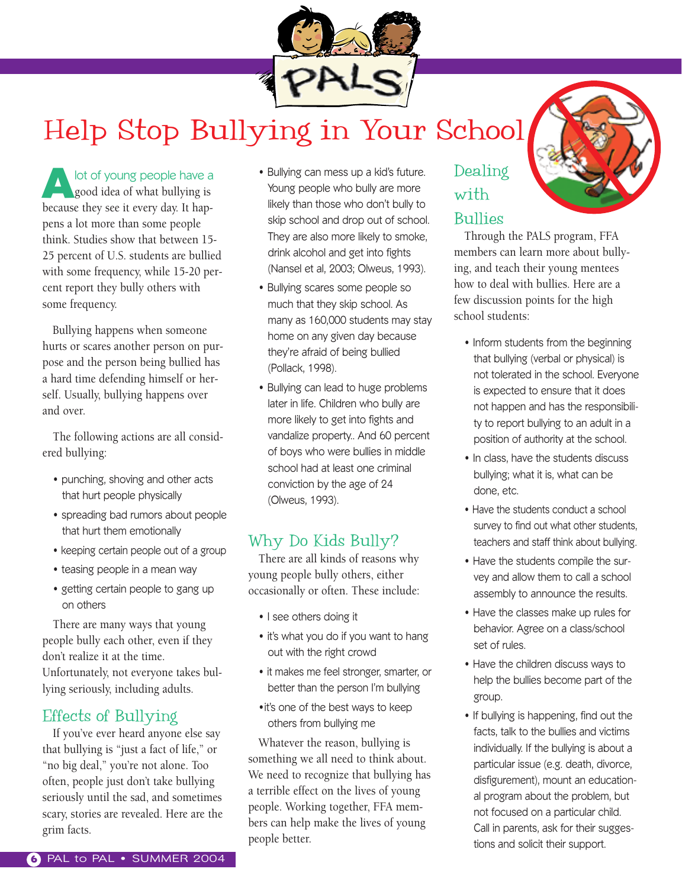# Help Stop Bullying in Your School

A lot of young people have a good idea of what bullying is because they see it every day. It happens a lot more than some people think. Studies show that between 15-25 percent of U.S. students are bullied with some frequency, while 15-20 percent report they bully others with some frequency.

Bullying happens when someone hurts or scares another person on purpose and the person being bullied has a hard time defending himself or herself. Usually, bullying happens over and over.

The following actions are all considered bullying:

- punching, shoving and other acts that hurt people physically
- spreading bad rumors about people that hurt them emotionally
- keeping certain people out of a group
- teasing people in a mean way
- getting certain people to gang up on others

There are many ways that young people bully each other, even if they don't realize it at the time. Unfortunately, not everyone takes bullying seriously, including adults.

## Effects of Bullying

If you've ever heard anyone else say that bullying is "just a fact of life," or "no big deal," you're not alone. Too often, people just don't take bullying seriously until the sad, and sometimes scary, stories are revealed. Here are the grim facts.

- Bullying can mess up a kid's future. Young people who bully are more likely than those who don't bully to skip school and drop out of school. They are also more likely to smoke, drink alcohol and get into fights (Nansel et al, 2003; Olweus, 1993).
- Bullying scares some people so much that they skip school. As many as 160,000 students may stay home on any given day because they're afraid of being bullied (Pollack, 1998).
- Bullying can lead to huge problems later in life. Children who bully are more likely to get into fights and vandalize property.. And 60 percent of boys who were bullies in middle school had at least one criminal conviction by the age of 24 (Olweus, 1993).

## Why Do Kids Bully?

There are all kinds of reasons why young people bully others, either occasionally or often. These include:

- I see others doing it
- it's what you do if you want to hang out with the right crowd
- it makes me feel stronger, smarter, or better than the person I'm bullying
- it's one of the best ways to keep others from bullying me

Whatever the reason, bullying is something we all need to think about. We need to recognize that bullying has a terrible effect on the lives of young people. Working together, FFA members can help make the lives of young people better.

## Dealing with Bullies

Through the PALS program, FFA members can learn more about bullying, and teach their young mentees how to deal with bullies. Here are a few discussion points for the high school students:

- Inform students from the beginning that bullying (verbal or physical) is not tolerated in the school. Everyone is expected to ensure that it does not happen and has the responsibility to report bullying to an adult in a position of authority at the school.
- In class, have the students discuss bullying; what it is, what can be done, etc.
- Have the students conduct a school survey to find out what other students, teachers and staff think about bullying.
- Have the students compile the survey and allow them to call a school assembly to announce the results.
- Have the classes make up rules for behavior. Agree on a class/school set of rules.
- Have the children discuss ways to help the bullies become part of the group.
- If bullying is happening, find out the facts, talk to the bullies and victims individually. If the bullying is about a particular issue (e.g. death, divorce, disfigurement), mount an educational program about the problem, but not focused on a particular child. Call in parents, ask for their suggestions and solicit their support.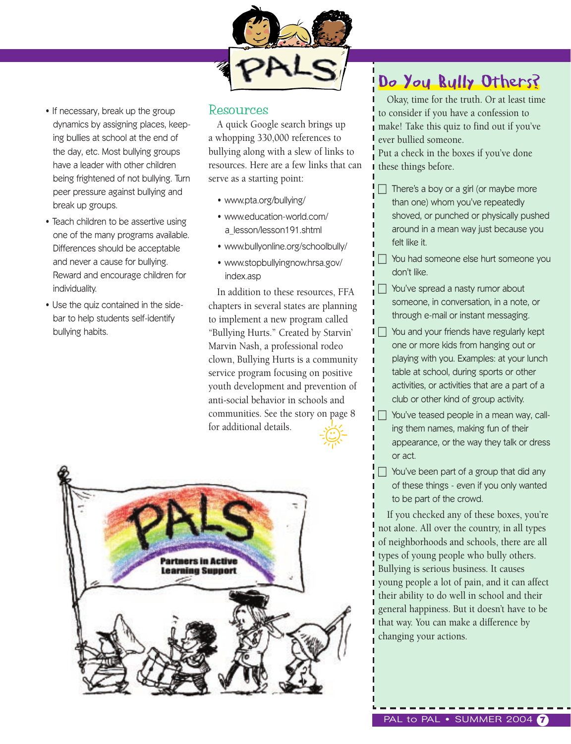- If necessary, break up the group dynamics by assigning places, keeping bullies at school at the end of the day, etc. Most bullying groups have a leader with other children being frightened of not bullying. Turn peer pressure against bullying and break up groups.
- Teach children to be assertive using one of the many programs available. Differences should be acceptable and never a cause for bullying. Reward and encourage children for individuality.
- Use the quiz contained in the sidebar to help students self-identify bullying habits.

## Resources

A quick Google search brings up a whopping 330,000 references to bullying along with a slew of links to resources. Here are a few links that can serve as a starting point:

- www.pta.org/bullying/
- www.education-world.com/a_lesson/lesson191.shtml
- www.bullyonline.org/schoolbully/
- www.stopbullyingnow.hrsa.gov/index.asp

In addition to these resources, FFA chapters in several states are planning to implement a new program called "Bullying Hurts." Created by Starvin' Marvin Nash, a professional rodeo clown, Bullying Hurts is a community service program focusing on positive youth development and prevention of anti-social behavior in schools and communities. See the story on page 8 for additional details.

## Do You Bully Others?

Okay, time for the truth. Or at least time to consider if you have a confession to make! Take this quiz to find out if you've ever bullied someone.

Put a check in the boxes if you've done these things before.

- ☐ There's a boy or a girl (or maybe more than one) whom you've repeatedly shoved, or punched or physically pushed around in a mean way just because you felt like it.
- ☐ You had someone else hurt someone you don't like.
- ☐ You've spread a nasty rumor about someone, in conversation, in a note, or through e-mail or instant messaging.
- ☐ You and your friends have regularly kept one or more kids from hanging out or playing with you. Examples: at your lunch table at school, during sports or other activities, or activities that are a part of a club or other kind of group activity.
- ☐ You've teased people in a mean way, calling them names, making fun of their appearance, or the way they talk or dress or act.
- ☐ You've been part of a group that did any of these things - even if you only wanted to be part of the crowd.

If you checked any of these boxes, you're not alone. All over the country, in all types of neighborhoods and schools, there are all types of young people who bully others. Bullying is serious business. It causes young people a lot of pain, and it can affect their ability to do well in school and their general happiness. But it doesn't have to be that way. You can make a difference by changing your actions.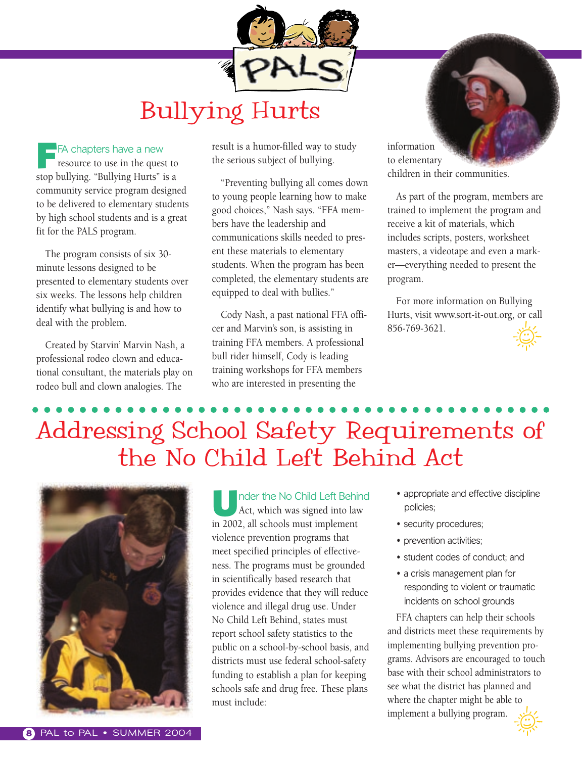PALS

# Bullying Hurts

FFA chapters have a new resource to use in the quest to stop bullying. "Bullying Hurts" is a community service program designed to be delivered to elementary students by high school students and is a great fit for the PALS program.

The program consists of six 30-minute lessons designed to be presented to elementary students over six weeks. The lessons help children identify what bullying is and how to deal with the problem.

Created by Starvin' Marvin Nash, a professional rodeo clown and educational consultant, the materials play on rodeo bull and clown analogies. The result is a humor-filled way to study the serious subject of bullying.

"Preventing bullying all comes down to young people learning how to make good choices," Nash says. "FFA members have the leadership and communications skills needed to present these materials to elementary students. When the program has been completed, the elementary students are equipped to deal with bullies."

Cody Nash, a past national FFA officer and Marvin's son, is assisting in training FFA members. A professional bull rider himself, Cody is leading training workshops for FFA members who are interested in presenting the information to elementary children in their communities.

As part of the program, members are trained to implement the program and receive a kit of materials, which includes scripts, posters, worksheet masters, a videotape and even a marker—everything needed to present the program.

For more information on Bullying Hurts, visit www.sort-it-out.org, or call 856-769-3621.

# Addressing School Safety Requirements of the No Child Left Behind Act

Under the No Child Left Behind Act, which was signed into law in 2002, all schools must implement violence prevention programs that meet specified principles of effectiveness. The programs must be grounded in scientifically based research that provides evidence that they will reduce violence and illegal drug use. Under No Child Left Behind, states must report school safety statistics to the public on a school-by-school basis, and districts must use federal school-safety funding to establish a plan for keeping schools safe and drug free. These plans must include:

- appropriate and effective discipline policies;
- security procedures;
- prevention activities;
- student codes of conduct; and
- a crisis management plan for responding to violent or traumatic incidents on school grounds

FFA chapters can help their schools and districts meet these requirements by implementing bullying prevention programs. Advisors are encouraged to touch base with their school administrators to see what the district has planned and where the chapter might be able to implement a bullying program.